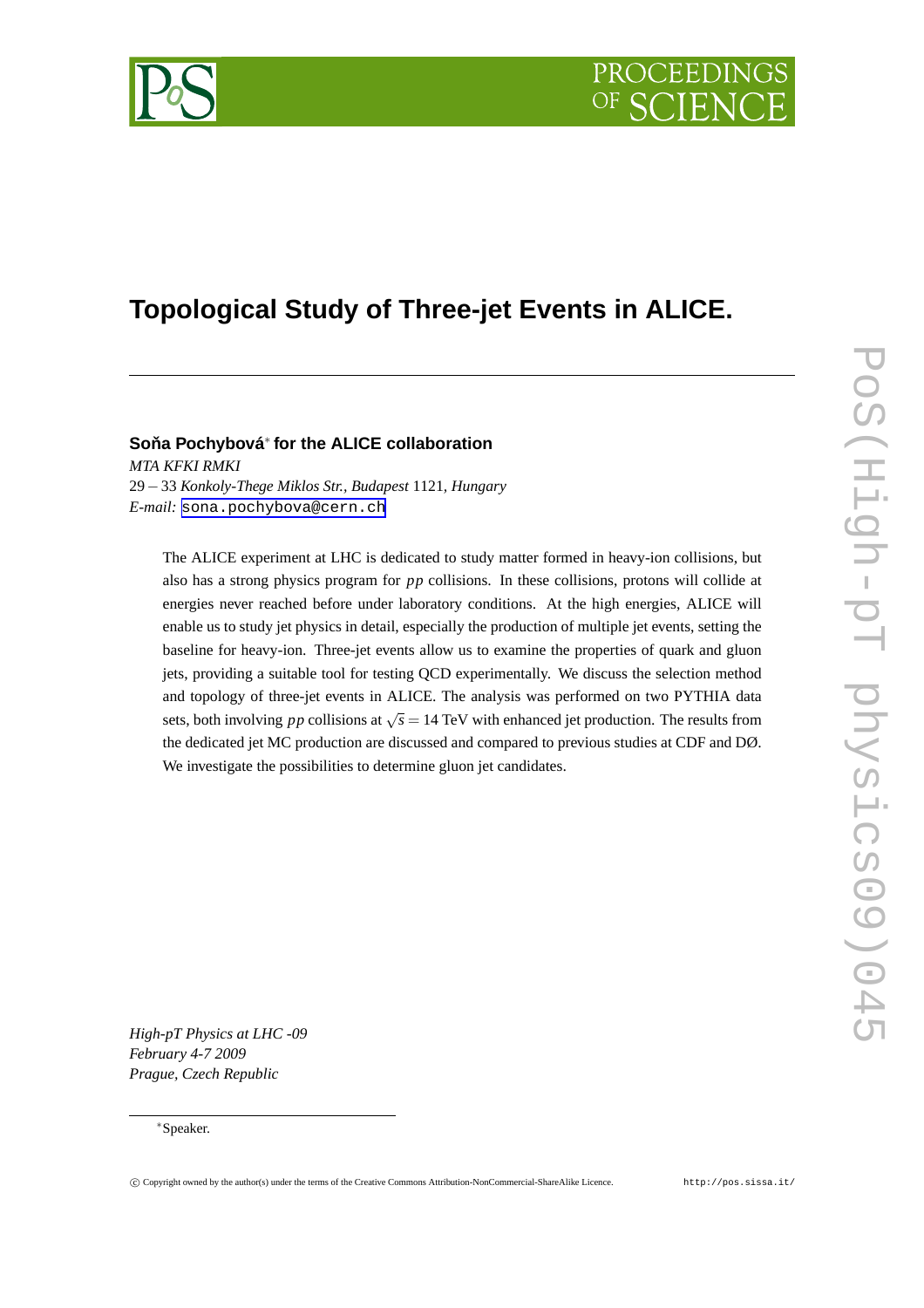# Topological Study of Three-jet Events in ALICE.

**Soňa Pochybová*** **for the ALICE collaboration**

*MTA KFKI RMKI*
29 − 33 *Konkoly-Thege Miklos Str., Budapest* 1121*, Hungary*
*E-mail:* sona.pochybova@cern.ch

The ALICE experiment at LHC is dedicated to study matter formed in heavy-ion collisions, but also has a strong physics program for $pp$ collisions. In these collisions, protons will collide at energies never reached before under laboratory conditions. At the high energies, ALICE will enable us to study jet physics in detail, especially the production of multiple jet events, setting the baseline for heavy-ion. Three-jet events allow us to examine the properties of quark and gluon jets, providing a suitable tool for testing QCD experimentally. We discuss the selection method and topology of three-jet events in ALICE. The analysis was performed on two PYTHIA data sets, both involving $pp$ collisions at $\sqrt{s} = 14$ TeV with enhanced jet production. The results from the dedicated jet MC production are discussed and compared to previous studies at CDF and DØ. We investigate the possibilities to determine gluon jet candidates.

*High-pT Physics at LHC -09*
*February 4-7 2009*
*Prague, Czech Republic*

*Speaker.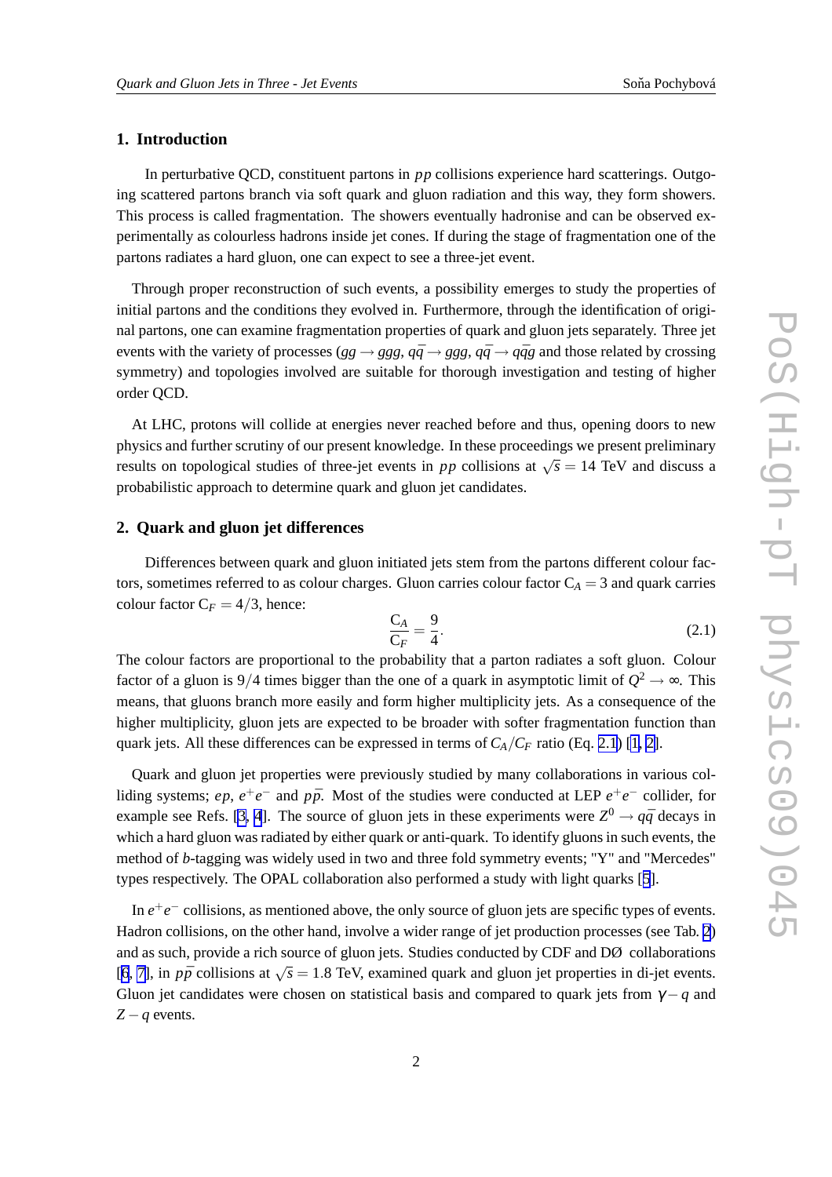## 1. Introduction

In perturbative QCD, constituent partons in $pp$ collisions experience hard scatterings. Outgoing scattered partons branch via soft quark and gluon radiation and this way, they form showers. This process is called fragmentation. The showers eventually hadronise and can be observed experimentally as colourless hadrons inside jet cones. If during the stage of fragmentation one of the partons radiates a hard gluon, one can expect to see a three-jet event.

Through proper reconstruction of such events, a possibility emerges to study the properties of initial partons and the conditions they evolved in. Furthermore, through the identification of original partons, one can examine fragmentation properties of quark and gluon jets separately. Three jet events with the variety of processes ($gg \rightarrow ggg$, $q\bar{q} \rightarrow ggg$, $q\bar{q} \rightarrow q\bar{q}g$ and those related by crossing symmetry) and topologies involved are suitable for thorough investigation and testing of higher order QCD.

At LHC, protons will collide at energies never reached before and thus, opening doors to new physics and further scrutiny of our present knowledge. In these proceedings we present preliminary results on topological studies of three-jet events in $pp$ collisions at $\sqrt{s} = 14$ TeV and discuss a probabilistic approach to determine quark and gluon jet candidates.

## 2. Quark and gluon jet differences

Differences between quark and gluon initiated jets stem from the partons different colour factors, sometimes referred to as colour charges. Gluon carries colour factor $C_A = 3$ and quark carries colour factor $C_F = 4/3$, hence:

$$\frac{C_A}{C_F} = \frac{9}{4}. \tag{2.1}$$

The colour factors are proportional to the probability that a parton radiates a soft gluon. Colour factor of a gluon is $9/4$ times bigger than the one of a quark in asymptotic limit of $Q^2 \rightarrow \infty$. This means, that gluons branch more easily and form higher multiplicity jets. As a consequence of the higher multiplicity, gluon jets are expected to be broader with softer fragmentation function than quark jets. All these differences can be expressed in terms of $C_A/C_F$ ratio (Eq. 2.1) [1, 2].

Quark and gluon jet properties were previously studied by many collaborations in various colliding systems; $ep$, $e^+e^-$ and $p\bar{p}$. Most of the studies were conducted at LEP $e^+e^-$ collider, for example see Refs. [3, 4]. The source of gluon jets in these experiments were $Z^0 \rightarrow q\bar{q}$ decays in which a hard gluon was radiated by either quark or anti-quark. To identify gluons in such events, the method of $b$-tagging was widely used in two and three fold symmetry events; "Y" and "Mercedes" types respectively. The OPAL collaboration also performed a study with light quarks [5].

In $e^+e^-$ collisions, as mentioned above, the only source of gluon jets are specific types of events. Hadron collisions, on the other hand, involve a wider range of jet production processes (see Tab. 2) and as such, provide a rich source of gluon jets. Studies conducted by CDF and DØ collaborations [6, 7], in $p\bar{p}$ collisions at $\sqrt{s} = 1.8$ TeV, examined quark and gluon jet properties in di-jet events. Gluon jet candidates were chosen on statistical basis and compared to quark jets from $\gamma - q$ and $Z - q$ events.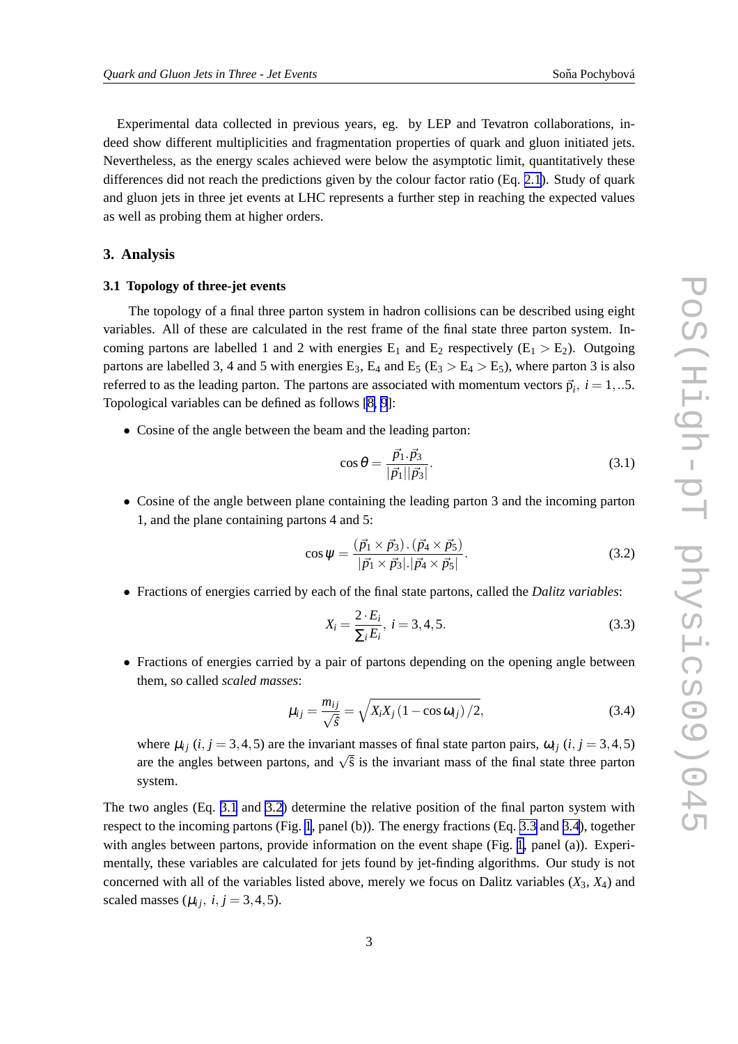Experimental data collected in previous years, eg. by LEP and Tevatron collaborations, indeed show different multiplicities and fragmentation properties of quark and gluon initiated jets. Nevertheless, as the energy scales achieved were below the asymptotic limit, quantitatively these differences did not reach the predictions given by the colour factor ratio (Eq. 2.1). Study of quark and gluon jets in three jet events at LHC represents a further step in reaching the expected values as well as probing them at higher orders.

## 3. Analysis

### 3.1 Topology of three-jet events

The topology of a final three parton system in hadron collisions can be described using eight variables. All of these are calculated in the rest frame of the final state three parton system. Incoming partons are labelled 1 and 2 with energies $E_1$ and $E_2$ respectively ($E_1 > E_2$). Outgoing partons are labelled 3, 4 and 5 with energies $E_3$, $E_4$ and $E_5$ ($E_3 > E_4 > E_5$), where parton 3 is also referred to as the leading parton. The partons are associated with momentum vectors $\vec{p}_i$, $i = 1,..5$. Topological variables can be defined as follows [8, 9]:

- Cosine of the angle between the beam and the leading parton:

$$\cos\theta = \frac{\vec{p}_1 \cdot \vec{p}_3}{|\vec{p}_1||\vec{p}_3|}. \tag{3.1}$$

- Cosine of the angle between plane containing the leading parton 3 and the incoming parton 1, and the plane containing partons 4 and 5:

$$\cos\psi = \frac{(\vec{p}_1 \times \vec{p}_3).(\vec{p}_4 \times \vec{p}_5)}{|\vec{p}_1 \times \vec{p}_3|.|\vec{p}_4 \times \vec{p}_5|}. \tag{3.2}$$

- Fractions of energies carried by each of the final state partons, called the *Dalitz variables*:

$$X_i = \frac{2 \cdot E_i}{\sum_i E_i},\ i = 3,4,5. \tag{3.3}$$

- Fractions of energies carried by a pair of partons depending on the opening angle between them, so called *scaled masses*:

$$\mu_{ij} = \frac{m_{ij}}{\sqrt{\hat{s}}} = \sqrt{X_i X_j \left(1 - \cos\omega_{ij}\right)/2}, \tag{3.4}$$

  where $\mu_{ij}$ ($i,j = 3,4,5$) are the invariant masses of final state parton pairs, $\omega_{ij}$ ($i,j = 3,4,5$) are the angles between partons, and $\sqrt{\hat{s}}$ is the invariant mass of the final state three parton system.

The two angles (Eq. 3.1 and 3.2) determine the relative position of the final parton system with respect to the incoming partons (Fig. 1, panel (b)). The energy fractions (Eq. 3.3 and 3.4), together with angles between partons, provide information on the event shape (Fig. 1, panel (a)). Experimentally, these variables are calculated for jets found by jet-finding algorithms. Our study is not concerned with all of the variables listed above, merely we focus on Dalitz variables ($X_3$, $X_4$) and scaled masses ($\mu_{ij},\ i,j = 3,4,5$).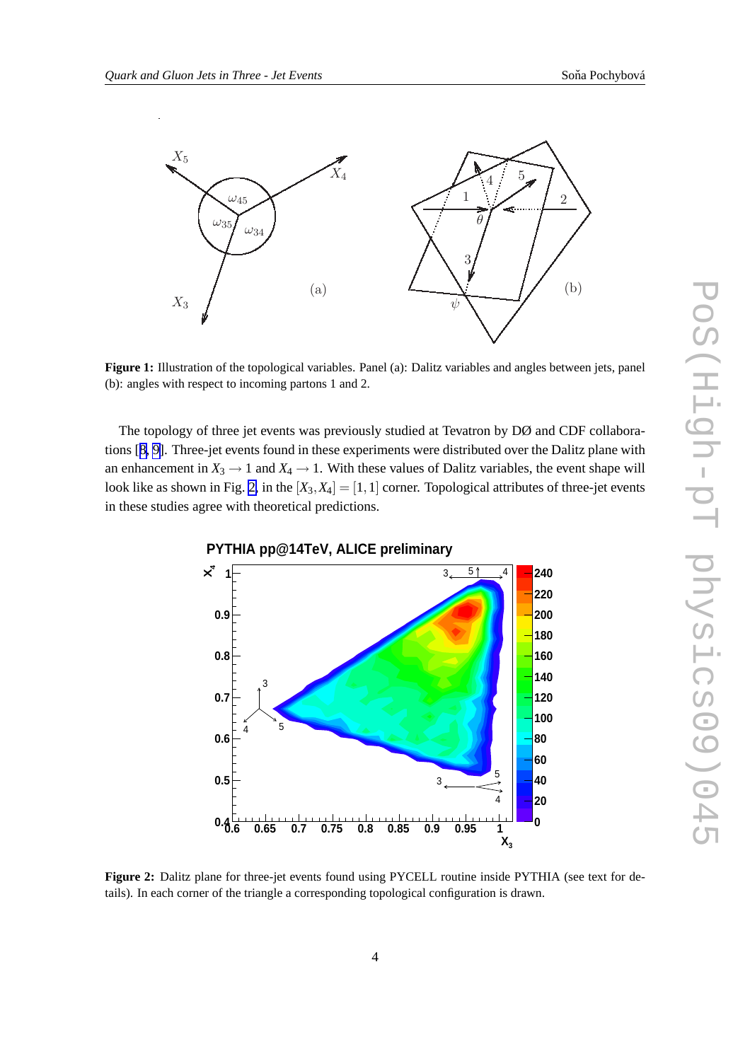**Figure 1:** Illustration of the topological variables. Panel (a): Dalitz variables and angles between jets, panel (b): angles with respect to incoming partons 1 and 2.

The topology of three jet events was previously studied at Tevatron by DØ and CDF collaborations [8, 9]. Three-jet events found in these experiments were distributed over the Dalitz plane with an enhancement in $X_3 \rightarrow 1$ and $X_4 \rightarrow 1$. With these values of Dalitz variables, the event shape will look like as shown in Fig. 2 in the $[X_3, X_4] = [1, 1]$ corner. Topological attributes of three-jet events in these studies agree with theoretical predictions.

**Figure 2:** Dalitz plane for three-jet events found using PYCELL routine inside PYTHIA (see text for details). In each corner of the triangle a corresponding topological configuration is drawn.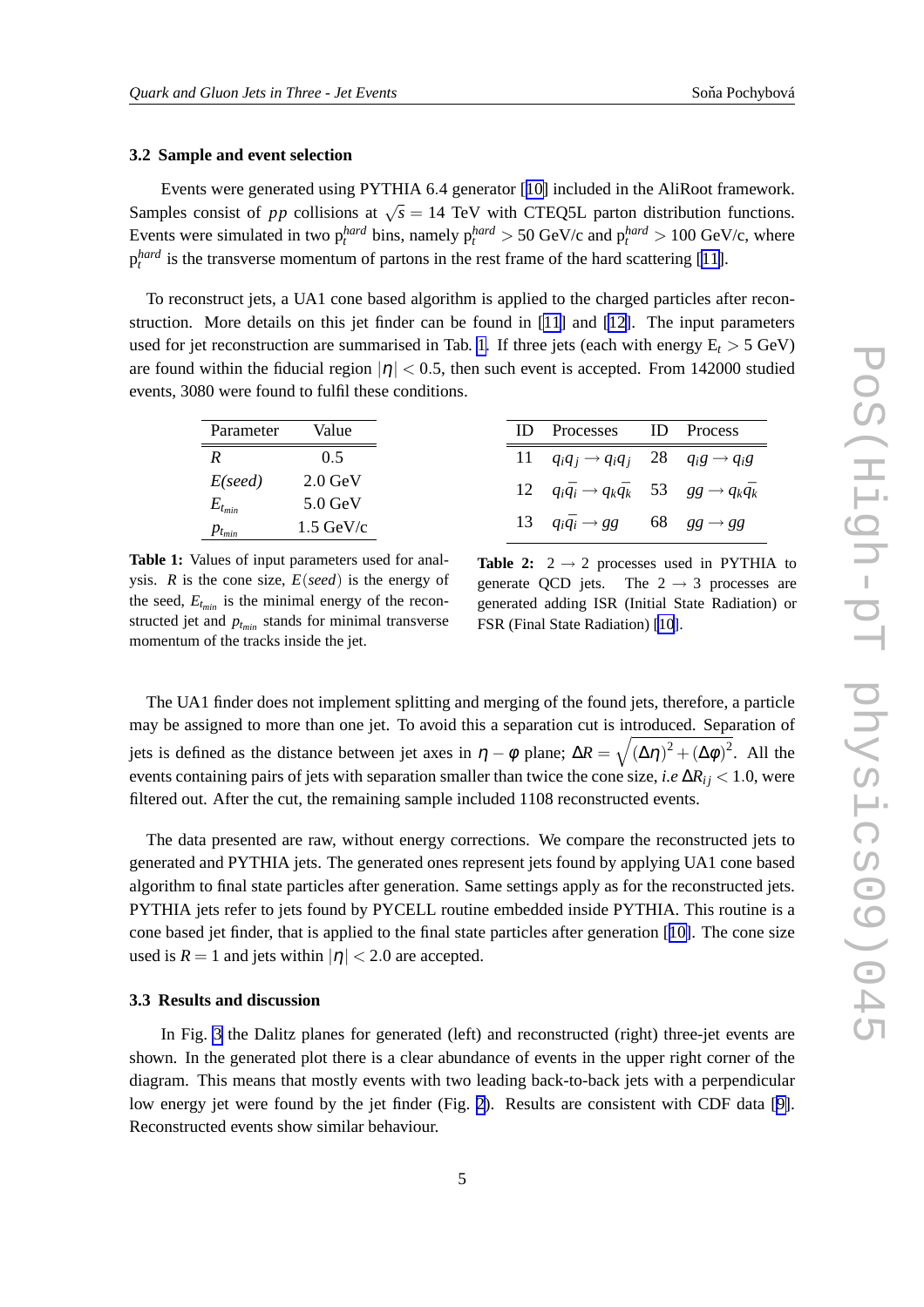### 3.2 Sample and event selection

Events were generated using PYTHIA 6.4 generator [10] included in the AliRoot framework. Samples consist of $pp$ collisions at $\sqrt{s} = 14$ TeV with CTEQ5L parton distribution functions. Events were simulated in two $p_t^{hard}$ bins, namely $p_t^{hard} > 50$ GeV/c and $p_t^{hard} > 100$ GeV/c, where $p_t^{hard}$ is the transverse momentum of partons in the rest frame of the hard scattering [11].

To reconstruct jets, a UA1 cone based algorithm is applied to the charged particles after reconstruction. More details on this jet finder can be found in [11] and [12]. The input parameters used for jet reconstruction are summarised in Tab. 1. If three jets (each with energy $E_t > 5$ GeV) are found within the fiducial region $|\eta| < 0.5$, then such event is accepted. From 142000 studied events, 3080 were found to fulfil these conditions.

| Parameter | Value |
|---|---|
| $R$ | 0.5 |
| $E(seed)$ | 2.0 GeV |
| $E_{t_{min}}$ | 5.0 GeV |
| $p_{t_{min}}$ | 1.5 GeV/c |

**Table 1:** Values of input parameters used for analysis. $R$ is the cone size, $E(seed)$ is the energy of the seed, $E_{t_{min}}$ is the minimal energy of the reconstructed jet and $p_{t_{min}}$ stands for minimal transverse momentum of the tracks inside the jet.

| ID | Processes | ID | Process |
|---|---|---|---|
| 11 | $q_i q_j \to q_i q_j$ | 28 | $q_i g \to q_i g$ |
| 12 | $q_i \bar{q}_i \to q_k \bar{q}_k$ | 53 | $gg \to q_k \bar{q}_k$ |
| 13 | $q_i \bar{q}_i \to gg$ | 68 | $gg \to gg$ |

**Table 2:** $2 \to 2$ processes used in PYTHIA to generate QCD jets. The $2 \to 3$ processes are generated adding ISR (Initial State Radiation) or FSR (Final State Radiation) [10].

The UA1 finder does not implement splitting and merging of the found jets, therefore, a particle may be assigned to more than one jet. To avoid this a separation cut is introduced. Separation of jets is defined as the distance between jet axes in $\eta - \phi$ plane; $\Delta R = \sqrt{(\Delta\eta)^2 + (\Delta\phi)^2}$. All the events containing pairs of jets with separation smaller than twice the cone size, *i.e* $\Delta R_{ij} < 1.0$, were filtered out. After the cut, the remaining sample included 1108 reconstructed events.

The data presented are raw, without energy corrections. We compare the reconstructed jets to generated and PYTHIA jets. The generated ones represent jets found by applying UA1 cone based algorithm to final state particles after generation. Same settings apply as for the reconstructed jets. PYTHIA jets refer to jets found by PYCELL routine embedded inside PYTHIA. This routine is a cone based jet finder, that is applied to the final state particles after generation [10]. The cone size used is $R = 1$ and jets within $|\eta| < 2.0$ are accepted.

### 3.3 Results and discussion

In Fig. 3 the Dalitz planes for generated (left) and reconstructed (right) three-jet events are shown. In the generated plot there is a clear abundance of events in the upper right corner of the diagram. This means that mostly events with two leading back-to-back jets with a perpendicular low energy jet were found by the jet finder (Fig. 2). Results are consistent with CDF data [9]. Reconstructed events show similar behaviour.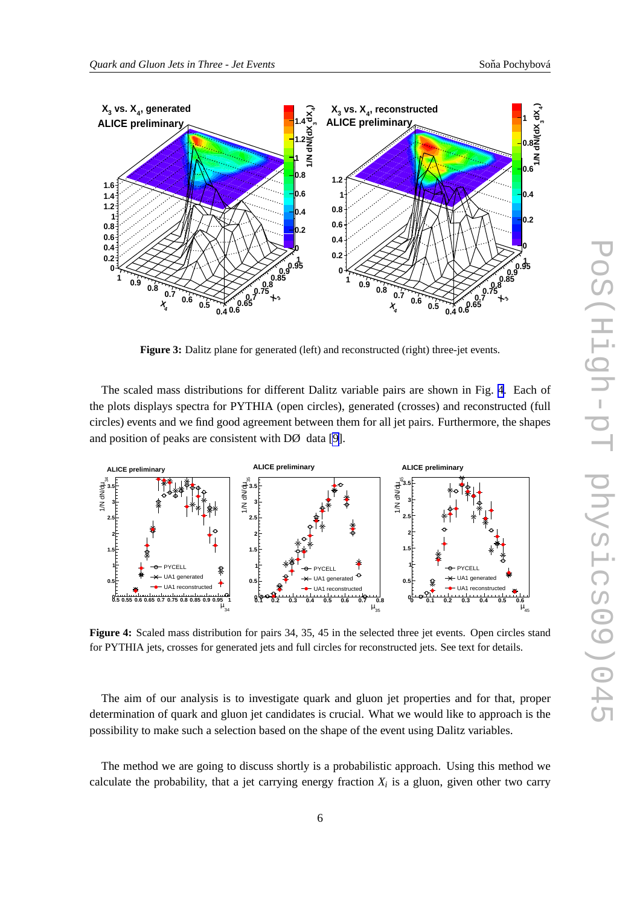**Figure 3:** Dalitz plane for generated (left) and reconstructed (right) three-jet events.

The scaled mass distributions for different Dalitz variable pairs are shown in Fig. 4. Each of the plots displays spectra for PYTHIA (open circles), generated (crosses) and reconstructed (full circles) events and we find good agreement between them for all jet pairs. Furthermore, the shapes and position of peaks are consistent with DØ data [9].

**Figure 4:** Scaled mass distribution for pairs 34, 35, 45 in the selected three jet events. Open circles stand for PYTHIA jets, crosses for generated jets and full circles for reconstructed jets. See text for details.

The aim of our analysis is to investigate quark and gluon jet properties and for that, proper determination of quark and gluon jet candidates is crucial. What we would like to approach is the possibility to make such a selection based on the shape of the event using Dalitz variables.

The method we are going to discuss shortly is a probabilistic approach. Using this method we calculate the probability, that a jet carrying energy fraction $X_i$ is a gluon, given other two carry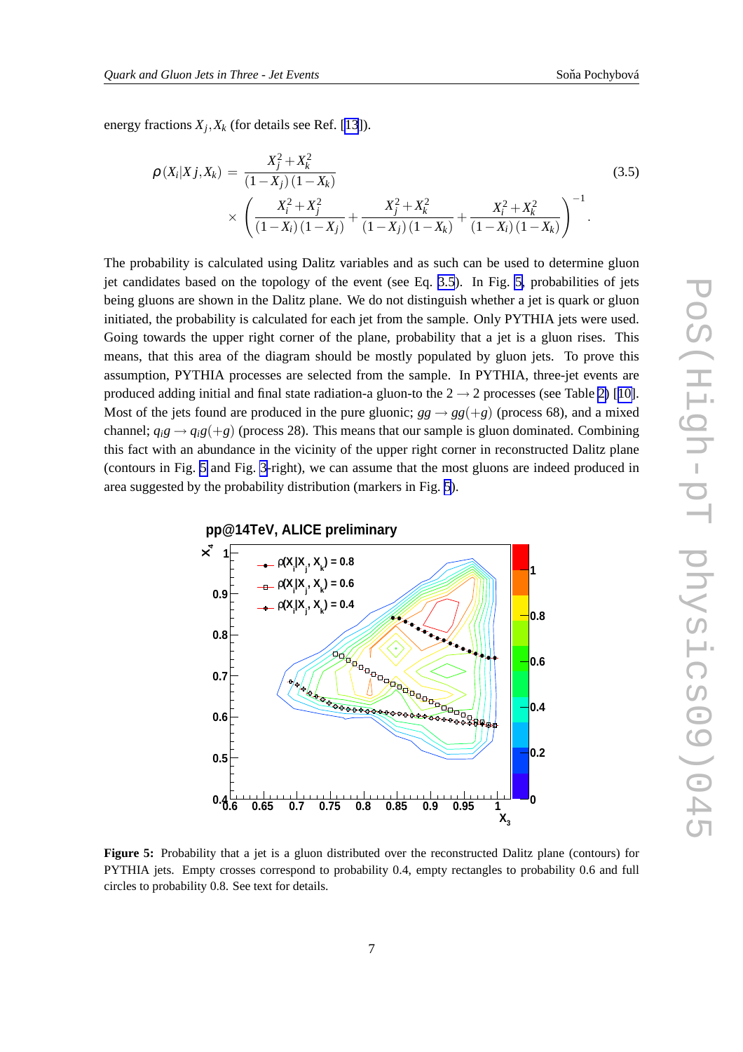energy fractions $X_j, X_k$ (for details see Ref. [13]).

$$\rho(X_i|Xj,X_k) = \frac{X_j^2+X_k^2}{(1-X_j)(1-X_k)} \times \left( \frac{X_i^2+X_j^2}{(1-X_i)(1-X_j)} + \frac{X_j^2+X_k^2}{(1-X_j)(1-X_k)} + \frac{X_i^2+X_k^2}{(1-X_i)(1-X_k)} \right)^{-1}. \tag{3.5}$$

The probability is calculated using Dalitz variables and as such can be used to determine gluon jet candidates based on the topology of the event (see Eq. 3.5). In Fig. 5, probabilities of jets being gluons are shown in the Dalitz plane. We do not distinguish whether a jet is quark or gluon initiated, the probability is calculated for each jet from the sample. Only PYTHIA jets were used. Going towards the upper right corner of the plane, probability that a jet is a gluon rises. This means, that this area of the diagram should be mostly populated by gluon jets. To prove this assumption, PYTHIA processes are selected from the sample. In PYTHIA, three-jet events are produced adding initial and final state radiation-a gluon-to the $2 \to 2$ processes (see Table 2) [10]. Most of the jets found are produced in the pure gluonic; $gg \to gg(+g)$ (process 68), and a mixed channel; $q_i g \to q_i g(+g)$ (process 28). This means that our sample is gluon dominated. Combining this fact with an abundance in the vicinity of the upper right corner in reconstructed Dalitz plane (contours in Fig. 5 and Fig. 3-right), we can assume that the most gluons are indeed produced in area suggested the probability distribution (markers in Fig. 5).

**Figure 5:** Probability that a jet is a gluon distributed over the reconstructed Dalitz plane (contours) for PYTHIA jets. Empty crosses correspond to probability 0.4, empty rectangles to probability 0.6 and full circles to probability 0.8. See text for details.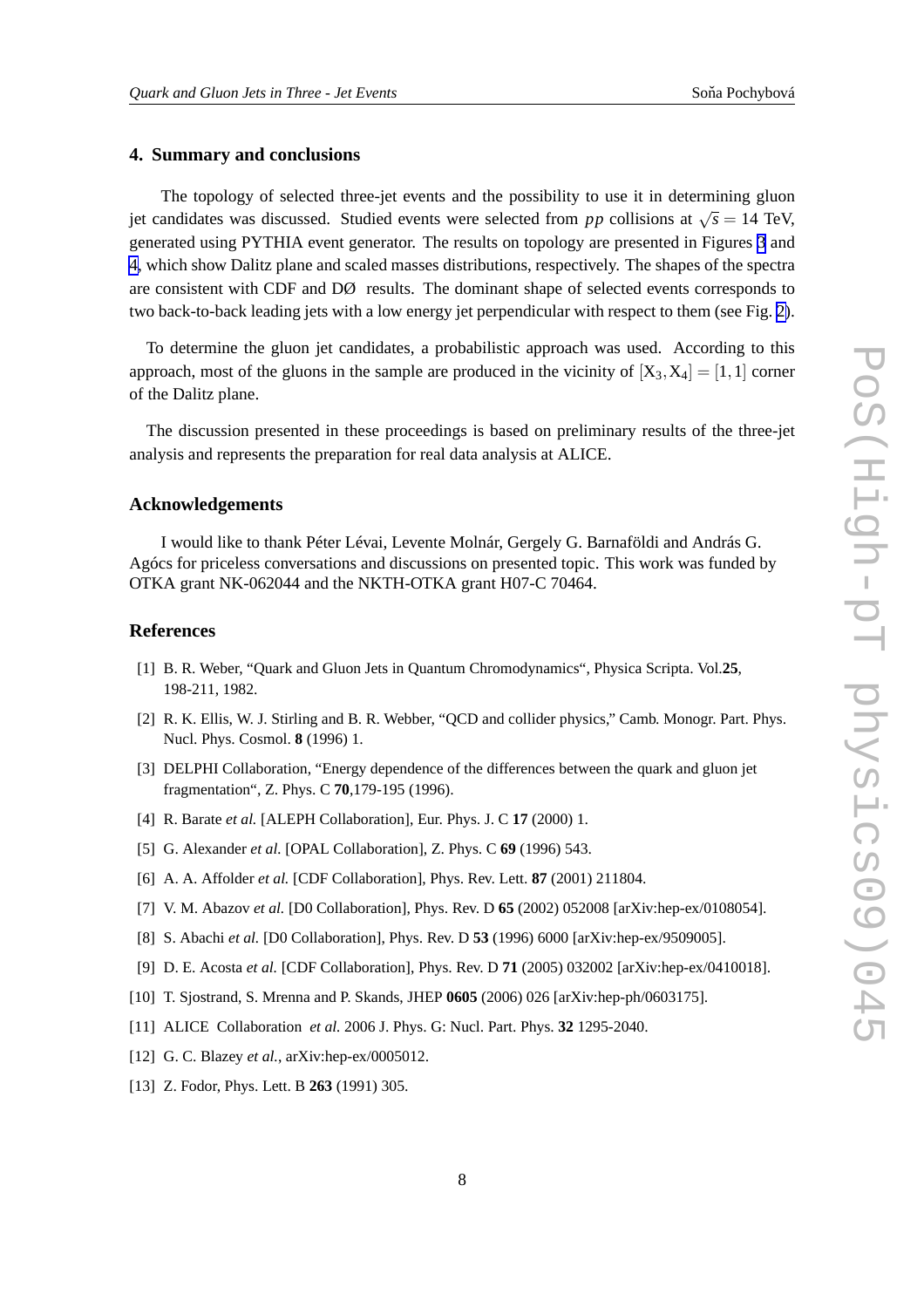## 4. Summary and conclusions

The topology of selected three-jet events and the possibility to use it in determining gluon jet candidates was discussed. Studied events were selected from $pp$ collisions at $\sqrt{s} = 14$ TeV, generated using PYTHIA event generator. The results on topology are presented in Figures 3 and 4, which show Dalitz plane and scaled masses distributions, respectively. The shapes of the spectra are consistent with CDF and DØ results. The dominant shape of selected events corresponds to two back-to-back leading jets with a low energy jet perpendicular with respect to them (see Fig. 2).

To determine the gluon jet candidates, a probabilistic approach was used. According to this approach, most of the gluons in the sample are produced in the vicinity of $[X_3, X_4] = [1, 1]$ corner of the Dalitz plane.

The discussion presented in these proceedings is based on preliminary results of the three-jet analysis and represents the preparation for real data analysis at ALICE.

### Acknowledgements

I would like to thank Péter Lévai, Levente Molnár, Gergely G. Barnaföldi and András G. Agócs for priceless conversations and discussions on presented topic. This work was funded by OTKA grant NK-062044 and the NKTH-OTKA grant H07-C 70464.

## References

[1] B. R. Weber, "Quark and Gluon Jets in Quantum Chromodynamics", Physica Scripta. Vol.**25**, 198-211, 1982.

[2] R. K. Ellis, W. J. Stirling and B. R. Webber, "QCD and collider physics," Camb. Monogr. Part. Phys. Nucl. Phys. Cosmol. **8** (1996) 1.

[3] DELPHI Collaboration, "Energy dependence of the differences between the quark and gluon jet fragmentation", Z. Phys. C **70**,179-195 (1996).

[4] R. Barate *et al.* [ALEPH Collaboration], Eur. Phys. J. C **17** (2000) 1.

[5] G. Alexander *et al.* [OPAL Collaboration], Z. Phys. C **69** (1996) 543.

[6] A. A. Affolder *et al.* [CDF Collaboration], Phys. Rev. Lett. **87** (2001) 211804.

[7] V. M. Abazov *et al.* [D0 Collaboration], Phys. Rev. D **65** (2002) 052008 [arXiv:hep-ex/0108054].

[8] S. Abachi *et al.* [D0 Collaboration], Phys. Rev. D **53** (1996) 6000 [arXiv:hep-ex/9509005].

[9] D. E. Acosta *et al.* [CDF Collaboration], Phys. Rev. D **71** (2005) 032002 [arXiv:hep-ex/0410018].

[10] T. Sjostrand, S. Mrenna and P. Skands, JHEP **0605** (2006) 026 [arXiv:hep-ph/0603175].

[11] ALICE Collaboration *et al.* 2006 J. Phys. G: Nucl. Part. Phys. **32** 1295-2040.

[12] G. C. Blazey *et al.*, arXiv:hep-ex/0005012.

[13] Z. Fodor, Phys. Lett. B **263** (1991) 305.